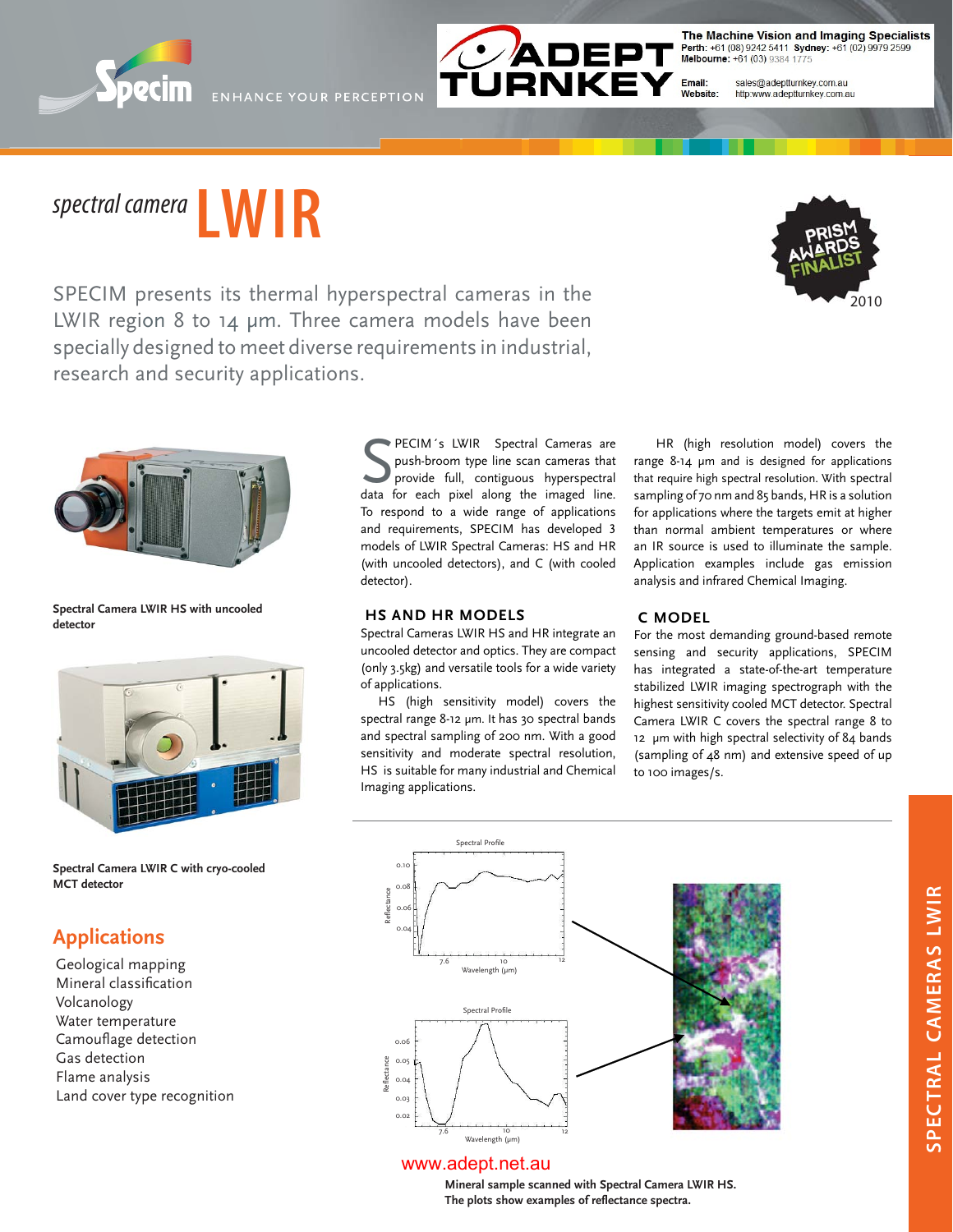Specim ENHANCE YOUR PERCEPTION

ADEPT TURNKEY

The Machine Vision and Imaging Specialists
Perth: +61 (08) 9242 5411 Sydney: +61 (02) 9979 2599
Melbourne: +61 (03) 9384 1775

Email: sales@adeptturnkey.com.au
Website: http:www.adeptturnkey.com.au

# *spectral camera* LWIR

PRISM AWARDS FINALIST 2010

SPECIM presents its thermal hyperspectral cameras in the LWIR region 8 to 14 µm. Three camera models have been specially designed to meet diverse requirements in industrial, research and security applications.

**Spectral Camera LWIR HS with uncooled detector**

**Spectral Camera LWIR C with cryo-cooled MCT detector**

## Applications

- Geological mapping
- Mineral classification
- Volcanology
- Water temperature
- Camouflage detection
- Gas detection
- Flame analysis
- Land cover type recognition

SPECIM´s LWIR Spectral Cameras are push-broom type line scan cameras that provide full, contiguous hyperspectral data for each pixel along the imaged line. To respond to a wide range of applications and requirements, SPECIM has developed 3 models of LWIR Spectral Cameras: HS and HR (with uncooled detectors), and C (with cooled detector).

### HS AND HR MODELS

Spectral Cameras LWIR HS and HR integrate an uncooled detector and optics. They are compact (only 3.5kg) and versatile tools for a wide variety of applications.

HS (high sensitivity model) covers the spectral range 8-12 µm. It has 30 spectral bands and spectral sampling of 200 nm. With a good sensitivity and moderate spectral resolution, HS is suitable for many industrial and Chemical Imaging applications.

HR (high resolution model) covers the range 8-14 µm and is designed for applications that require high spectral resolution. With spectral sampling of 70 nm and 85 bands, HR is a solution for applications where the targets emit at higher than normal ambient temperatures or where an IR source is used to illuminate the sample. Application examples include gas emission analysis and infrared Chemical Imaging.

### C MODEL

For the most demanding ground-based remote sensing and security applications, SPECIM has integrated a state-of-the-art temperature stabilized LWIR imaging spectrograph with the highest sensitivity cooled MCT detector. Spectral Camera LWIR C covers the spectral range 8 to 12 µm with high spectral selectivity of 84 bands (sampling of 48 nm) and extensive speed of up to 100 images/s.

www.adept.net.au

**Mineral sample scanned with Spectral Camera LWIR HS. The plots show examples of reflectance spectra.**

SPECTRAL CAMERAS LWIR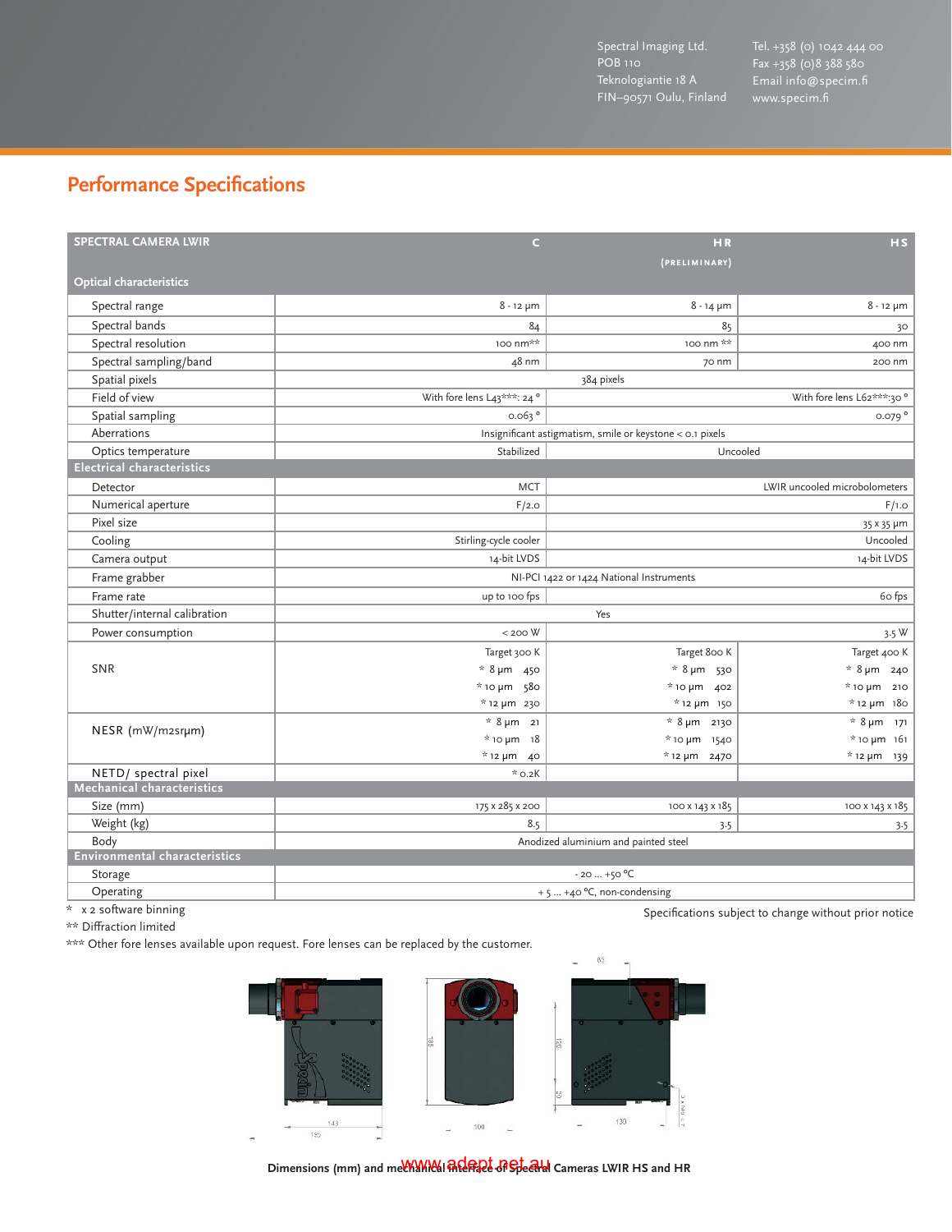Spectral Imaging Ltd.
POB 110
Teknologiantie 18 A
FIN–90571 Oulu, Finland

Tel. +358 (0) 1042 444 00
Fax +358 (0)8 388 580
Email info@specim.fi
www.specim.fi

## Performance Specifications

| SPECTRAL CAMERA LWIR | C | HR (PRELIMINARY) | HS |
|---|---|---|---|
| **Optical characteristics** | | | |
| Spectral range | 8 - 12 µm | 8 - 14 µm | 8 - 12 µm |
| Spectral bands | 84 | 85 | 30 |
| Spectral resolution | 100 nm** | 100 nm ** | 400 nm |
| Spectral sampling/band | 48 nm | 70 nm | 200 nm |
| Spatial pixels | 384 pixels | | |
| Field of view | With fore lens L43***: 24 ° | | With fore lens L62***:30 ° |
| Spatial sampling | 0.063 ° | | 0.079 ° |
| Aberrations | Insignificant astigmatism, smile or keystone < 0.1 pixels | | |
| Optics temperature | Stabilized | Uncooled | |
| **Electrical characteristics** | | | |
| Detector | MCT | LWIR uncooled microbolometers | |
| Numerical aperture | F/2.0 | | F/1.0 |
| Pixel size | | | 35 x 35 µm |
| Cooling | Stirling-cycle cooler | | Uncooled |
| Camera output | 14-bit LVDS | | 14-bit LVDS |
| Frame grabber | NI-PCI 1422 or 1424 National Instruments | | |
| Frame rate | up to 100 fps | | 60 fps |
| Shutter/internal calibration | Yes | | |
| Power consumption | < 200 W | | 3.5 W |
| SNR | Target 300 K<br>* 8 µm 450<br>* 10 µm 580<br>* 12 µm 230 | Target 800 K<br>* 8 µm 530<br>* 10 µm 402<br>* 12 µm 150 | Target 400 K<br>* 8 µm 240<br>* 10 µm 210<br>* 12 µm 180 |
| NESR (mW/m2srµm) | * 8 µm 21<br>* 10 µm 18<br>* 12 µm 40 | * 8 µm 2130<br>* 10 µm 1540<br>* 12 µm 2470 | * 8 µm 171<br>* 10 µm 161<br>* 12 µm 139 |
| NETD/ spectral pixel | * 0.2K | | |
| **Mechanical characteristics** | | | |
| Size (mm) | 175 x 285 x 200 | 100 x 143 x 185 | 100 x 143 x 185 |
| Weight (kg) | 8.5 | 3.5 | 3.5 |
| Body | Anodized aluminium and painted steel | | |
| **Environmental characteristics** | | | |
| Storage | - 20 ... +50 °C | | |
| Operating | + 5 ... +40 °C, non-condensing | | |

\* x 2 software binning
** Diffraction limited
*** Other fore lenses available upon request. Fore lenses can be replaced by the customer.

Specifications subject to change without prior notice

**Dimensions (mm) and mechanical interface of Spectral Cameras LWIR HS and HR**

www.adept.net.au